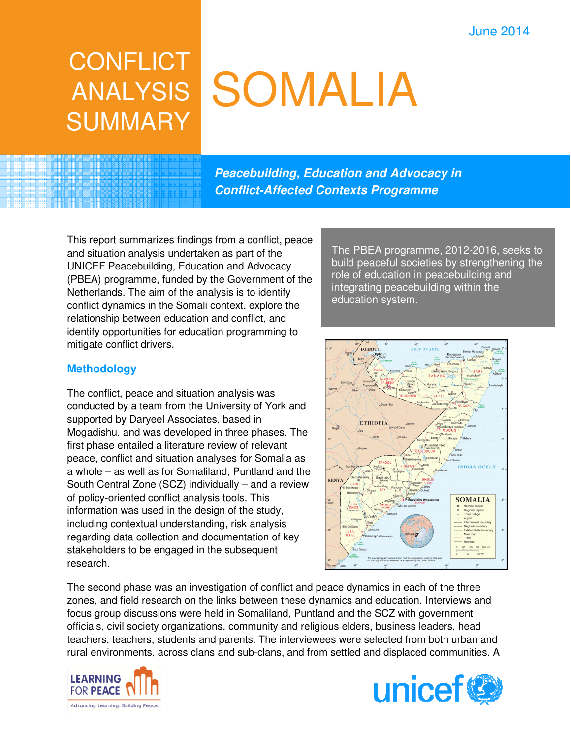June 2014

# CONFLICT ANALYSIS SUMMARY

# SOMALIA

***Peacebuilding, Education and Advocacy in Conflict-Affected Contexts Programme***

The PBEA programme, 2012-2016, seeks to build peaceful societies by strengthening the role of education in peacebuilding and integrating peacebuilding within the education system.

This report summarizes findings from a conflict, peace and situation analysis undertaken as part of the UNICEF Peacebuilding, Education and Advocacy (PBEA) programme, funded by the Government of the Netherlands. The aim of the analysis is to identify conflict dynamics in the Somali context, explore the relationship between education and conflict, and identify opportunities for education programming to mitigate conflict drivers.

## Methodology

The conflict, peace and situation analysis was conducted by a team from the University of York and supported by Daryeel Associates, based in Mogadishu, and was developed in three phases. The first phase entailed a literature review of relevant peace, conflict and situation analyses for Somalia as a whole – as well as for Somaliland, Puntland and the South Central Zone (SCZ) individually – and a review of policy-oriented conflict analysis tools. This information was used in the design of the study, including contextual understanding, risk analysis regarding data collection and documentation of key stakeholders to be engaged in the subsequent research.

The second phase was an investigation of conflict and peace dynamics in each of the three zones, and field research on the links between these dynamics and education. Interviews and focus group discussions were held in Somaliland, Puntland and the SCZ with government officials, civil society organizations, community and religious elders, business leaders, head teachers, teachers, students and parents. The interviewees were selected from both urban and rural environments, across clans and sub-clans, and from settled and displaced communities. A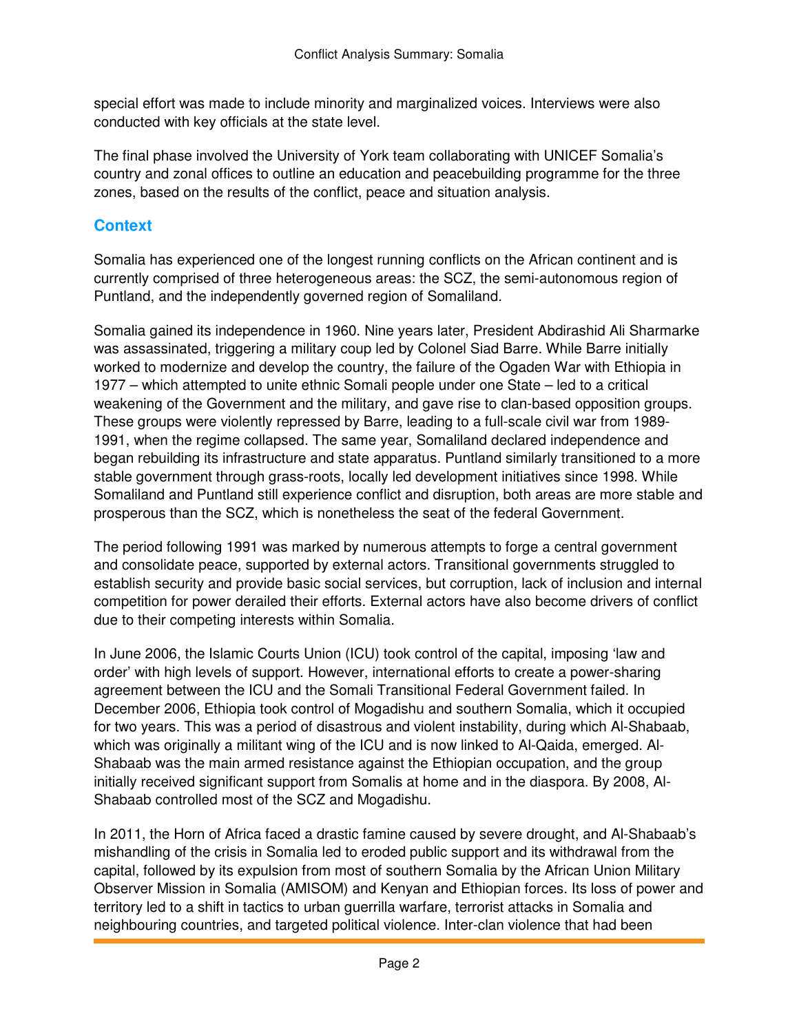special effort was made to include minority and marginalized voices. Interviews were also conducted with key officials at the state level.

The final phase involved the University of York team collaborating with UNICEF Somalia's country and zonal offices to outline an education and peacebuilding programme for the three zones, based on the results of the conflict, peace and situation analysis.

## Context

Somalia has experienced one of the longest running conflicts on the African continent and is currently comprised of three heterogeneous areas: the SCZ, the semi-autonomous region of Puntland, and the independently governed region of Somaliland.

Somalia gained its independence in 1960. Nine years later, President Abdirashid Ali Sharmarke was assassinated, triggering a military coup led by Colonel Siad Barre. While Barre initially worked to modernize and develop the country, the failure of the Ogaden War with Ethiopia in 1977 – which attempted to unite ethnic Somali people under one State – led to a critical weakening of the Government and the military, and gave rise to clan-based opposition groups. These groups were violently repressed by Barre, leading to a full-scale civil war from 1989-1991, when the regime collapsed. The same year, Somaliland declared independence and began rebuilding its infrastructure and state apparatus. Puntland similarly transitioned to a more stable government through grass-roots, locally led development initiatives since 1998. While Somaliland and Puntland still experience conflict and disruption, both areas are more stable and prosperous than the SCZ, which is nonetheless the seat of the federal Government.

The period following 1991 was marked by numerous attempts to forge a central government and consolidate peace, supported by external actors. Transitional governments struggled to establish security and provide basic social services, but corruption, lack of inclusion and internal competition for power derailed their efforts. External actors have also become drivers of conflict due to their competing interests within Somalia.

In June 2006, the Islamic Courts Union (ICU) took control of the capital, imposing 'law and order' with high levels of support. However, international efforts to create a power-sharing agreement between the ICU and the Somali Transitional Federal Government failed. In December 2006, Ethiopia took control of Mogadishu and southern Somalia, which it occupied for two years. This was a period of disastrous and violent instability, during which Al-Shabaab, which was originally a militant wing of the ICU and is now linked to Al-Qaida, emerged. Al-Shabaab was the main armed resistance against the Ethiopian occupation, and the group initially received significant support from Somalis at home and in the diaspora. By 2008, Al-Shabaab controlled most of the SCZ and Mogadishu.

In 2011, the Horn of Africa faced a drastic famine caused by severe drought, and Al-Shabaab's mishandling of the crisis in Somalia led to eroded public support and its withdrawal from the capital, followed by its expulsion from most of southern Somalia by the African Union Military Observer Mission in Somalia (AMISOM) and Kenyan and Ethiopian forces. Its loss of power and territory led to a shift in tactics to urban guerrilla warfare, terrorist attacks in Somalia and neighbouring countries, and targeted political violence. Inter-clan violence that had been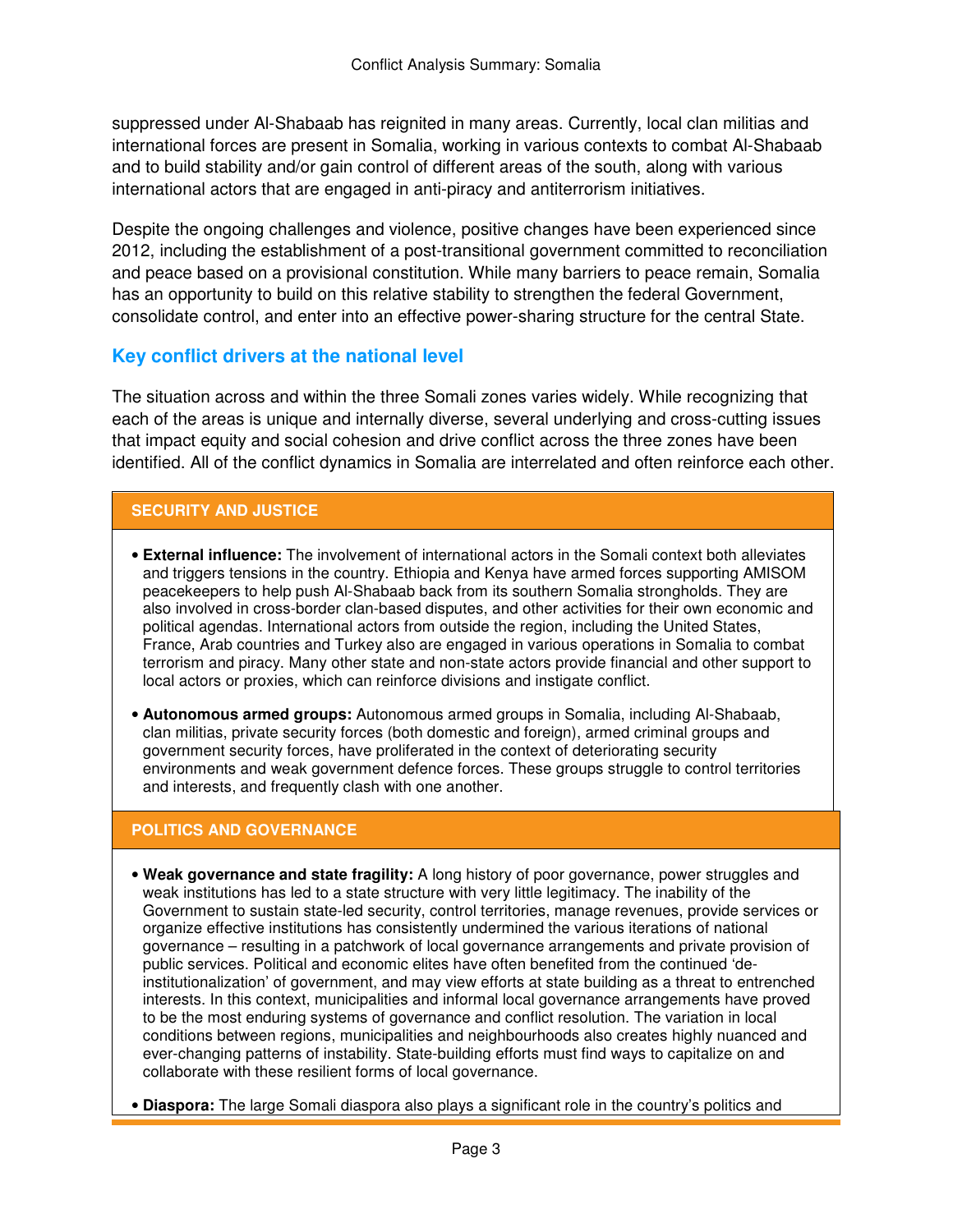suppressed under Al-Shabaab has reignited in many areas. Currently, local clan militias and international forces are present in Somalia, working in various contexts to combat Al-Shabaab and to build stability and/or gain control of different areas of the south, along with various international actors that are engaged in anti-piracy and antiterrorism initiatives.

Despite the ongoing challenges and violence, positive changes have been experienced since 2012, including the establishment of a post-transitional government committed to reconciliation and peace based on a provisional constitution. While many barriers to peace remain, Somalia has an opportunity to build on this relative stability to strengthen the federal Government, consolidate control, and enter into an effective power-sharing structure for the central State.

## Key conflict drivers at the national level

The situation across and within the three Somali zones varies widely. While recognizing that each of the areas is unique and internally diverse, several underlying and cross-cutting issues that impact equity and social cohesion and drive conflict across the three zones have been identified. All of the conflict dynamics in Somalia are interrelated and often reinforce each other.

### SECURITY AND JUSTICE

- **External influence:** The involvement of international actors in the Somali context both alleviates and triggers tensions in the country. Ethiopia and Kenya have armed forces supporting AMISOM peacekeepers to help push Al-Shabaab back from its southern Somalia strongholds. They are also involved in cross-border clan-based disputes, and other activities for their own economic and political agendas. International actors from outside the region, including the United States, France, Arab countries and Turkey also are engaged in various operations in Somalia to combat terrorism and piracy. Many other state and non-state actors provide financial and other support to local actors or proxies, which can reinforce divisions and instigate conflict.
- **Autonomous armed groups:** Autonomous armed groups in Somalia, including Al-Shabaab, clan militias, private security forces (both domestic and foreign), armed criminal groups and government security forces, have proliferated in the context of deteriorating security environments and weak government defence forces. These groups struggle to control territories and interests, and frequently clash with one another.

### POLITICS AND GOVERNANCE

- **Weak governance and state fragility:** A long history of poor governance, power struggles and weak institutions has led to a state structure with very little legitimacy. The inability of the Government to sustain state-led security, control territories, manage revenues, provide services or organize effective institutions has consistently undermined the various iterations of national governance – resulting in a patchwork of local governance arrangements and private provision of public services. Political and economic elites have often benefited from the continued 'de-institutionalization' of government, and may view efforts at state building as a threat to entrenched interests. In this context, municipalities and informal local governance arrangements have proved to be the most enduring systems of governance and conflict resolution. The variation in local conditions between regions, municipalities and neighbourhoods also creates highly nuanced and ever-changing patterns of instability. State-building efforts must find ways to capitalize on and collaborate with these resilient forms of local governance.
- **Diaspora:** The large Somali diaspora also plays a significant role in the country's politics and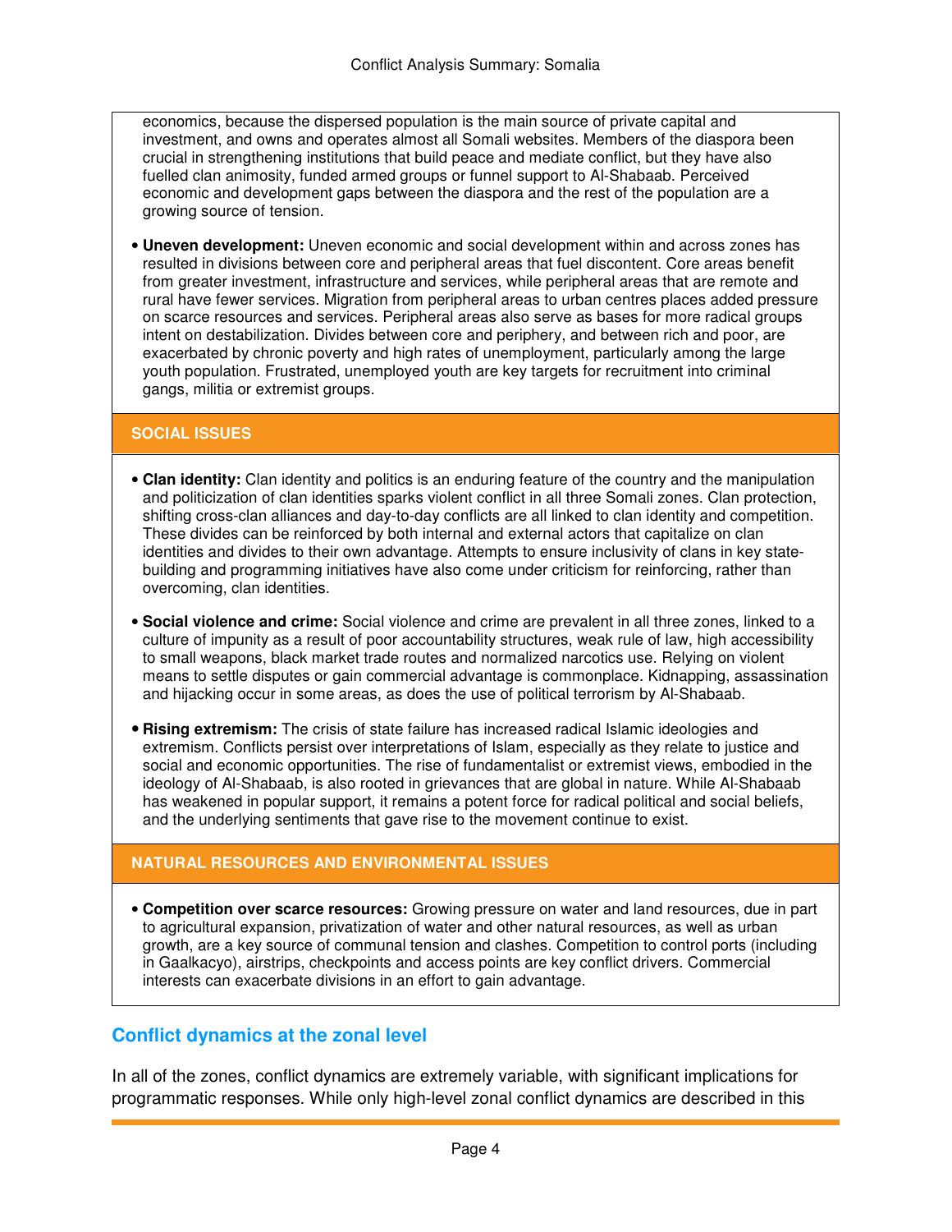economics, because the dispersed population is the main source of private capital and investment, and owns and operates almost all Somali websites. Members of the diaspora been crucial in strengthening institutions that build peace and mediate conflict, but they have also fuelled clan animosity, funded armed groups or funnel support to Al-Shabaab. Perceived economic and development gaps between the diaspora and the rest of the population are a growing source of tension.

- **Uneven development:** Uneven economic and social development within and across zones has resulted in divisions between core and peripheral areas that fuel discontent. Core areas benefit from greater investment, infrastructure and services, while peripheral areas that are remote and rural have fewer services. Migration from peripheral areas to urban centres places added pressure on scarce resources and services. Peripheral areas also serve as bases for more radical groups intent on destabilization. Divides between core and periphery, and between rich and poor, are exacerbated by chronic poverty and high rates of unemployment, particularly among the large youth population. Frustrated, unemployed youth are key targets for recruitment into criminal gangs, militia or extremist groups.

### SOCIAL ISSUES

- **Clan identity:** Clan identity and politics is an enduring feature of the country and the manipulation and politicization of clan identities sparks violent conflict in all three Somali zones. Clan protection, shifting cross-clan alliances and day-to-day conflicts are all linked to clan identity and competition. These divides can be reinforced by both internal and external actors that capitalize on clan identities and divides to their own advantage. Attempts to ensure inclusivity of clans in key state-building and programming initiatives have also come under criticism for reinforcing, rather than overcoming, clan identities.

- **Social violence and crime:** Social violence and crime are prevalent in all three zones, linked to a culture of impunity as a result of poor accountability structures, weak rule of law, high accessibility to small weapons, black market trade routes and normalized narcotics use. Relying on violent means to settle disputes or gain commercial advantage is commonplace. Kidnapping, assassination and hijacking occur in some areas, as does the use of political terrorism by Al-Shabaab.

- **Rising extremism:** The crisis of state failure has increased radical Islamic ideologies and extremism. Conflicts persist over interpretations of Islam, especially as they relate to justice and social and economic opportunities. The rise of fundamentalist or extremist views, embodied in the ideology of Al-Shabaab, is also rooted in grievances that are global in nature. While Al-Shabaab has weakened in popular support, it remains a potent force for radical political and social beliefs, and the underlying sentiments that gave rise to the movement continue to exist.

### NATURAL RESOURCES AND ENVIRONMENTAL ISSUES

- **Competition over scarce resources:** Growing pressure on water and land resources, due in part to agricultural expansion, privatization of water and other natural resources, as well as urban growth, are a key source of communal tension and clashes. Competition to control ports (including in Gaalkacyo), airstrips, checkpoints and access points are key conflict drivers. Commercial interests can exacerbate divisions in an effort to gain advantage.

## Conflict dynamics at the zonal level

In all of the zones, conflict dynamics are extremely variable, with significant implications for programmatic responses. While only high-level zonal conflict dynamics are described in this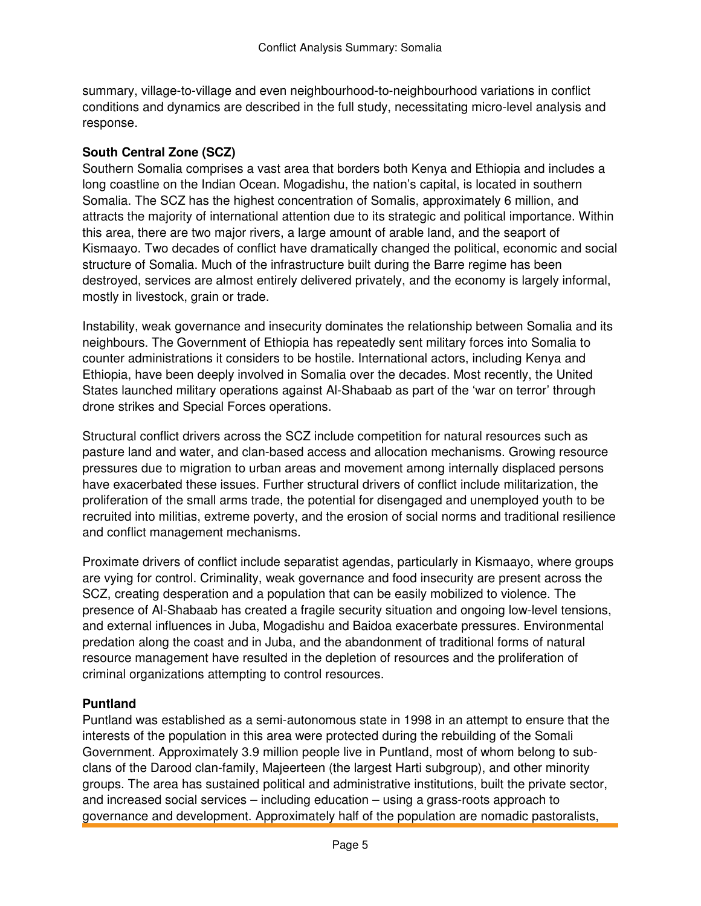summary, village-to-village and even neighbourhood-to-neighbourhood variations in conflict conditions and dynamics are described in the full study, necessitating micro-level analysis and response.

**South Central Zone (SCZ)**

Southern Somalia comprises a vast area that borders both Kenya and Ethiopia and includes a long coastline on the Indian Ocean. Mogadishu, the nation's capital, is located in southern Somalia. The SCZ has the highest concentration of Somalis, approximately 6 million, and attracts the majority of international attention due to its strategic and political importance. Within this area, there are two major rivers, a large amount of arable land, and the seaport of Kismaayo. Two decades of conflict have dramatically changed the political, economic and social structure of Somalia. Much of the infrastructure built during the Barre regime has been destroyed, services are almost entirely delivered privately, and the economy is largely informal, mostly in livestock, grain or trade.

Instability, weak governance and insecurity dominates the relationship between Somalia and its neighbours. The Government of Ethiopia has repeatedly sent military forces into Somalia to counter administrations it considers to be hostile. International actors, including Kenya and Ethiopia, have been deeply involved in Somalia over the decades. Most recently, the United States launched military operations against Al-Shabaab as part of the 'war on terror' through drone strikes and Special Forces operations.

Structural conflict drivers across the SCZ include competition for natural resources such as pasture land and water, and clan-based access and allocation mechanisms. Growing resource pressures due to migration to urban areas and movement among internally displaced persons have exacerbated these issues. Further structural drivers of conflict include militarization, the proliferation of the small arms trade, the potential for disengaged and unemployed youth to be recruited into militias, extreme poverty, and the erosion of social norms and traditional resilience and conflict management mechanisms.

Proximate drivers of conflict include separatist agendas, particularly in Kismaayo, where groups are vying for control. Criminality, weak governance and food insecurity are present across the SCZ, creating desperation and a population that can be easily mobilized to violence. The presence of Al-Shabaab has created a fragile security situation and ongoing low-level tensions, and external influences in Juba, Mogadishu and Baidoa exacerbate pressures. Environmental predation along the coast and in Juba, and the abandonment of traditional forms of natural resource management have resulted in the depletion of resources and the proliferation of criminal organizations attempting to control resources.

**Puntland**

Puntland was established as a semi-autonomous state in 1998 in an attempt to ensure that the interests of the population in this area were protected during the rebuilding of the Somali Government. Approximately 3.9 million people live in Puntland, most of whom belong to sub-clans of the Darood clan-family, Majeerteen (the largest Harti subgroup), and other minority groups. The area has sustained political and administrative institutions, built the private sector, and increased social services – including education – using a grass-roots approach to governance and development. Approximately half of the population are nomadic pastoralists,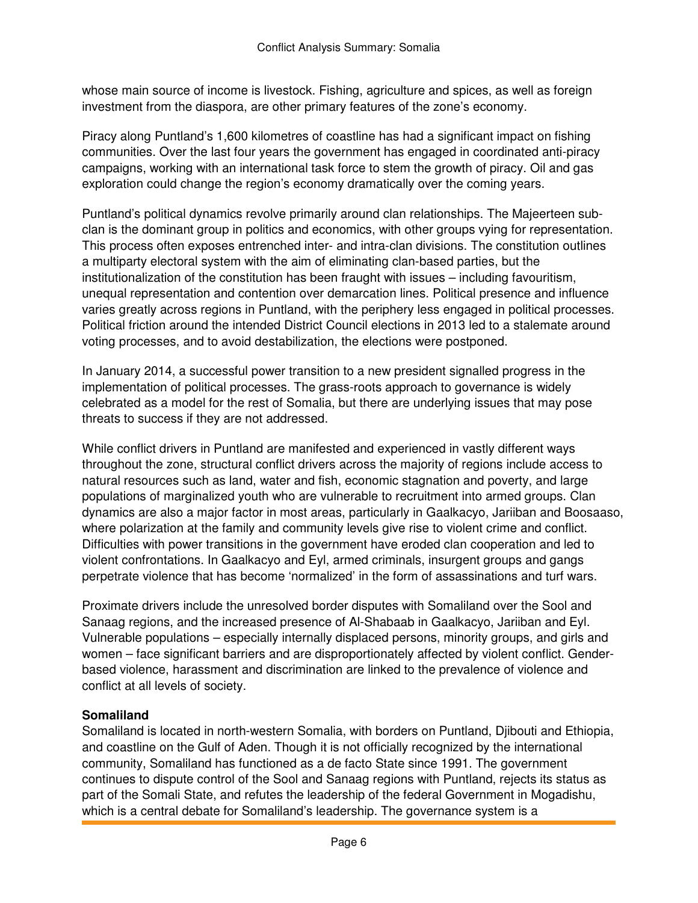whose main source of income is livestock. Fishing, agriculture and spices, as well as foreign investment from the diaspora, are other primary features of the zone's economy.

Piracy along Puntland's 1,600 kilometres of coastline has had a significant impact on fishing communities. Over the last four years the government has engaged in coordinated anti-piracy campaigns, working with an international task force to stem the growth of piracy. Oil and gas exploration could change the region's economy dramatically over the coming years.

Puntland's political dynamics revolve primarily around clan relationships. The Majeerteen sub-clan is the dominant group in politics and economics, with other groups vying for representation. This process often exposes entrenched inter- and intra-clan divisions. The constitution outlines a multiparty electoral system with the aim of eliminating clan-based parties, but the institutionalization of the constitution has been fraught with issues – including favouritism, unequal representation and contention over demarcation lines. Political presence and influence varies greatly across regions in Puntland, with the periphery less engaged in political processes. Political friction around the intended District Council elections in 2013 led to a stalemate around voting processes, and to avoid destabilization, the elections were postponed.

In January 2014, a successful power transition to a new president signalled progress in the implementation of political processes. The grass-roots approach to governance is widely celebrated as a model for the rest of Somalia, but there are underlying issues that may pose threats to success if they are not addressed.

While conflict drivers in Puntland are manifested and experienced in vastly different ways throughout the zone, structural conflict drivers across the majority of regions include access to natural resources such as land, water and fish, economic stagnation and poverty, and large populations of marginalized youth who are vulnerable to recruitment into armed groups. Clan dynamics are also a major factor in most areas, particularly in Gaalkacyo, Jariiban and Boosaaso, where polarization at the family and community levels give rise to violent crime and conflict. Difficulties with power transitions in the government have eroded clan cooperation and led to violent confrontations. In Gaalkacyo and Eyl, armed criminals, insurgent groups and gangs perpetrate violence that has become 'normalized' in the form of assassinations and turf wars.

Proximate drivers include the unresolved border disputes with Somaliland over the Sool and Sanaag regions, and the increased presence of Al-Shabaab in Gaalkacyo, Jariiban and Eyl. Vulnerable populations – especially internally displaced persons, minority groups, and girls and women – face significant barriers and are disproportionately affected by violent conflict. Gender-based violence, harassment and discrimination are linked to the prevalence of violence and conflict at all levels of society.

**Somaliland**

Somaliland is located in north-western Somalia, with borders on Puntland, Djibouti and Ethiopia, and coastline on the Gulf of Aden. Though it is not officially recognized by the international community, Somaliland has functioned as a de facto State since 1991. The government continues to dispute control of the Sool and Sanaag regions with Puntland, rejects its status as part of the Somali State, and refutes the leadership of the federal Government in Mogadishu, which is a central debate for Somaliland's leadership. The governance system is a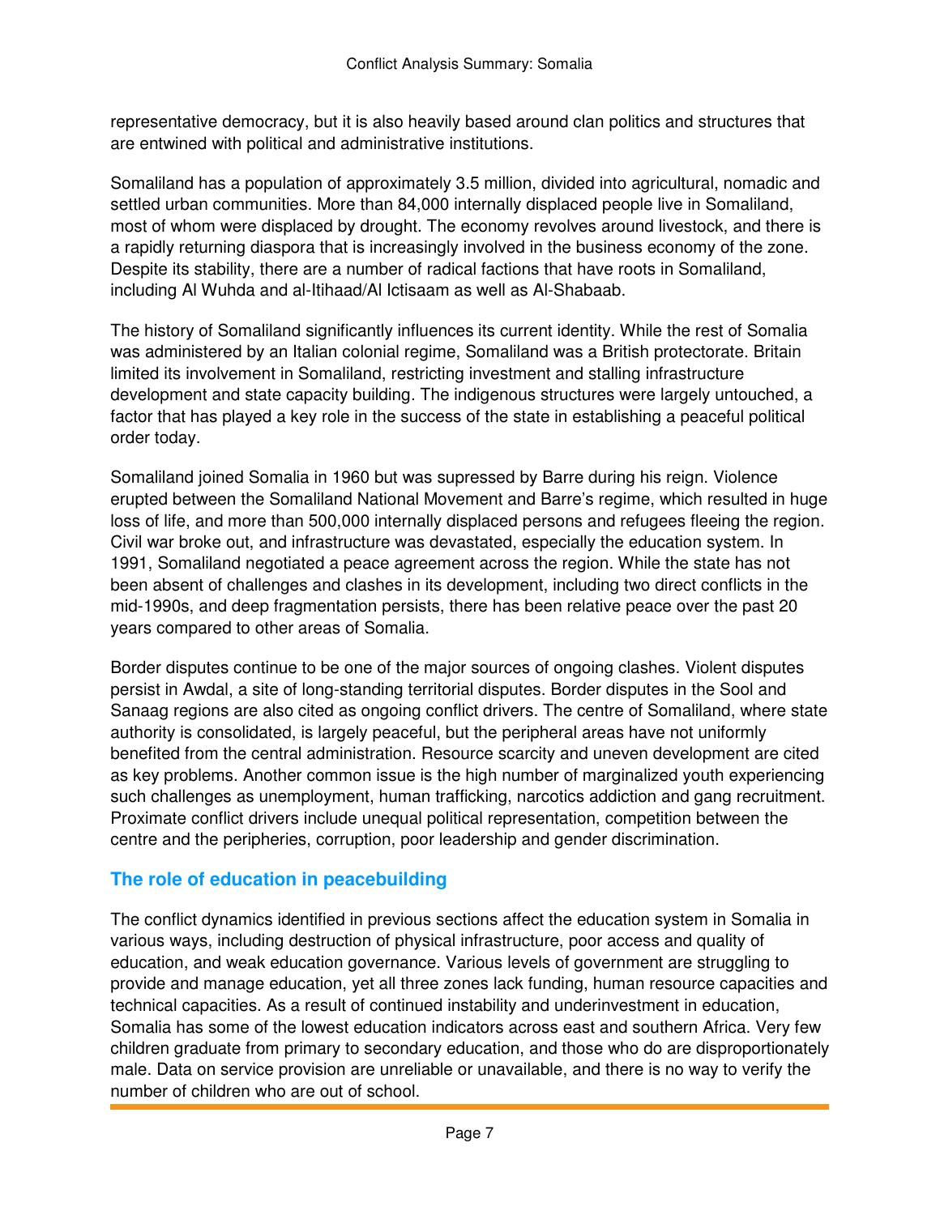representative democracy, but it is also heavily based around clan politics and structures that are entwined with political and administrative institutions.

Somaliland has a population of approximately 3.5 million, divided into agricultural, nomadic and settled urban communities. More than 84,000 internally displaced people live in Somaliland, most of whom were displaced by drought. The economy revolves around livestock, and there is a rapidly returning diaspora that is increasingly involved in the business economy of the zone. Despite its stability, there are a number of radical factions that have roots in Somaliland, including Al Wuhda and al-Itihaad/Al Ictisaam as well as Al-Shabaab.

The history of Somaliland significantly influences its current identity. While the rest of Somalia was administered by an Italian colonial regime, Somaliland was a British protectorate. Britain limited its involvement in Somaliland, restricting investment and stalling infrastructure development and state capacity building. The indigenous structures were largely untouched, a factor that has played a key role in the success of the state in establishing a peaceful political order today.

Somaliland joined Somalia in 1960 but was supressed by Barre during his reign. Violence erupted between the Somaliland National Movement and Barre's regime, which resulted in huge loss of life, and more than 500,000 internally displaced persons and refugees fleeing the region. Civil war broke out, and infrastructure was devastated, especially the education system. In 1991, Somaliland negotiated a peace agreement across the region. While the state has not been absent of challenges and clashes in its development, including two direct conflicts in the mid-1990s, and deep fragmentation persists, there has been relative peace over the past 20 years compared to other areas of Somalia.

Border disputes continue to be one of the major sources of ongoing clashes. Violent disputes persist in Awdal, a site of long-standing territorial disputes. Border disputes in the Sool and Sanaag regions are also cited as ongoing conflict drivers. The centre of Somaliland, where state authority is consolidated, is largely peaceful, but the peripheral areas have not uniformly benefited from the central administration. Resource scarcity and uneven development are cited as key problems. Another common issue is the high number of marginalized youth experiencing such challenges as unemployment, human trafficking, narcotics addiction and gang recruitment. Proximate conflict drivers include unequal political representation, competition between the centre and the peripheries, corruption, poor leadership and gender discrimination.

## The role of education in peacebuilding

The conflict dynamics identified in previous sections affect the education system in Somalia in various ways, including destruction of physical infrastructure, poor access and quality of education, and weak education governance. Various levels of government are struggling to provide and manage education, yet all three zones lack funding, human resource capacities and technical capacities. As a result of continued instability and underinvestment in education, Somalia has some of the lowest education indicators across east and southern Africa. Very few children graduate from primary to secondary education, and those who do are disproportionately male. Data on service provision are unreliable or unavailable, and there is no way to verify the number of children who are out of school.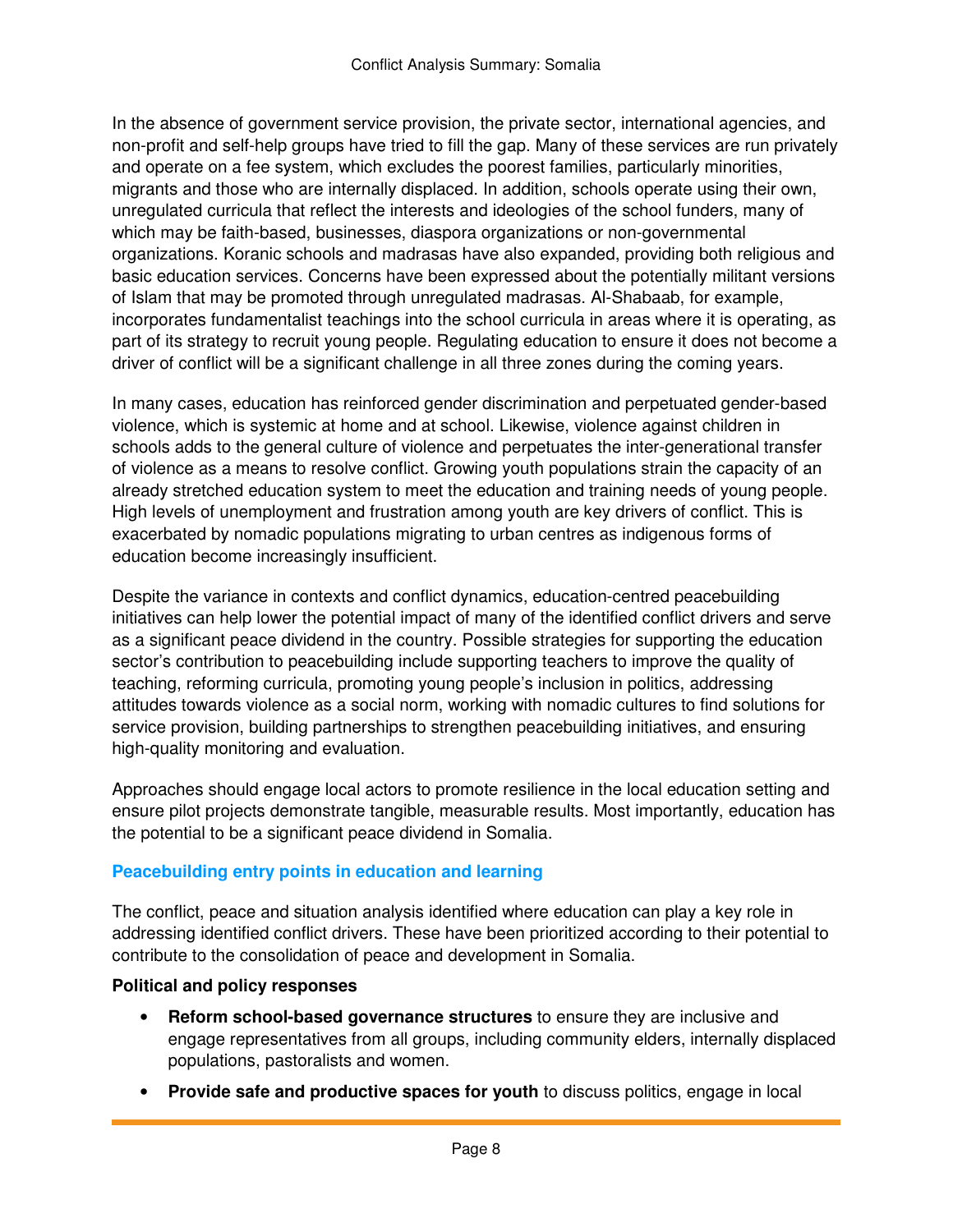In the absence of government service provision, the private sector, international agencies, and non-profit and self-help groups have tried to fill the gap. Many of these services are run privately and operate on a fee system, which excludes the poorest families, particularly minorities, migrants and those who are internally displaced. In addition, schools operate using their own, unregulated curricula that reflect the interests and ideologies of the school funders, many of which may be faith-based, businesses, diaspora organizations or non-governmental organizations. Koranic schools and madrasas have also expanded, providing both religious and basic education services. Concerns have been expressed about the potentially militant versions of Islam that may be promoted through unregulated madrasas. Al-Shabaab, for example, incorporates fundamentalist teachings into the school curricula in areas where it is operating, as part of its strategy to recruit young people. Regulating education to ensure it does not become a driver of conflict will be a significant challenge in all three zones during the coming years.

In many cases, education has reinforced gender discrimination and perpetuated gender-based violence, which is systemic at home and at school. Likewise, violence against children in schools adds to the general culture of violence and perpetuates the inter-generational transfer of violence as a means to resolve conflict. Growing youth populations strain the capacity of an already stretched education system to meet the education and training needs of young people. High levels of unemployment and frustration among youth are key drivers of conflict. This is exacerbated by nomadic populations migrating to urban centres as indigenous forms of education become increasingly insufficient.

Despite the variance in contexts and conflict dynamics, education-centred peacebuilding initiatives can help lower the potential impact of many of the identified conflict drivers and serve as a significant peace dividend in the country. Possible strategies for supporting the education sector's contribution to peacebuilding include supporting teachers to improve the quality of teaching, reforming curricula, promoting young people's inclusion in politics, addressing attitudes towards violence as a social norm, working with nomadic cultures to find solutions for service provision, building partnerships to strengthen peacebuilding initiatives, and ensuring high-quality monitoring and evaluation.

Approaches should engage local actors to promote resilience in the local education setting and ensure pilot projects demonstrate tangible, measurable results. Most importantly, education has the potential to be a significant peace dividend in Somalia.

## Peacebuilding entry points in education and learning

The conflict, peace and situation analysis identified where education can play a key role in addressing identified conflict drivers. These have been prioritized according to their potential to contribute to the consolidation of peace and development in Somalia.

**Political and policy responses**

- **Reform school-based governance structures** to ensure they are inclusive and engage representatives from all groups, including community elders, internally displaced populations, pastoralists and women.
- **Provide safe and productive spaces for youth** to discuss politics, engage in local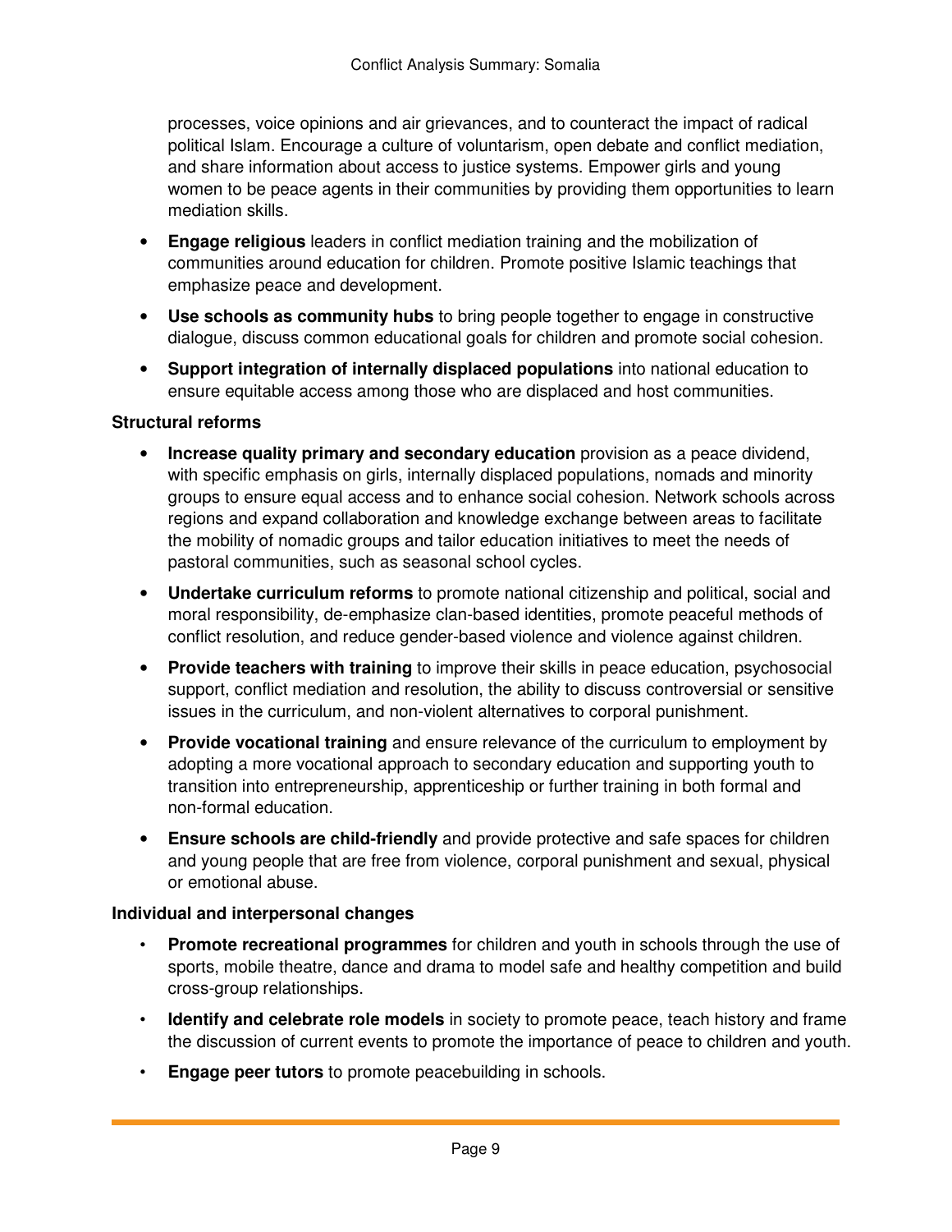processes, voice opinions and air grievances, and to counteract the impact of radical political Islam. Encourage a culture of voluntarism, open debate and conflict mediation, and share information about access to justice systems. Empower girls and young women to be peace agents in their communities by providing them opportunities to learn mediation skills.

- **Engage religious** leaders in conflict mediation training and the mobilization of communities around education for children. Promote positive Islamic teachings that emphasize peace and development.
- **Use schools as community hubs** to bring people together to engage in constructive dialogue, discuss common educational goals for children and promote social cohesion.
- **Support integration of internally displaced populations** into national education to ensure equitable access among those who are displaced and host communities.

**Structural reforms**

- **Increase quality primary and secondary education** provision as a peace dividend, with specific emphasis on girls, internally displaced populations, nomads and minority groups to ensure equal access and to enhance social cohesion. Network schools across regions and expand collaboration and knowledge exchange between areas to facilitate the mobility of nomadic groups and tailor education initiatives to meet the needs of pastoral communities, such as seasonal school cycles.
- **Undertake curriculum reforms** to promote national citizenship and political, social and moral responsibility, de-emphasize clan-based identities, promote peaceful methods of conflict resolution, and reduce gender-based violence and violence against children.
- **Provide teachers with training** to improve their skills in peace education, psychosocial support, conflict mediation and resolution, the ability to discuss controversial or sensitive issues in the curriculum, and non-violent alternatives to corporal punishment.
- **Provide vocational training** and ensure relevance of the curriculum to employment by adopting a more vocational approach to secondary education and supporting youth to transition into entrepreneurship, apprenticeship or further training in both formal and non-formal education.
- **Ensure schools are child-friendly** and provide protective and safe spaces for children and young people that are free from violence, corporal punishment and sexual, physical or emotional abuse.

**Individual and interpersonal changes**

- **Promote recreational programmes** for children and youth in schools through the use of sports, mobile theatre, dance and drama to model safe and healthy competition and build cross-group relationships.
- **Identify and celebrate role models** in society to promote peace, teach history and frame the discussion of current events to promote the importance of peace to children and youth.
- **Engage peer tutors** to promote peacebuilding in schools.